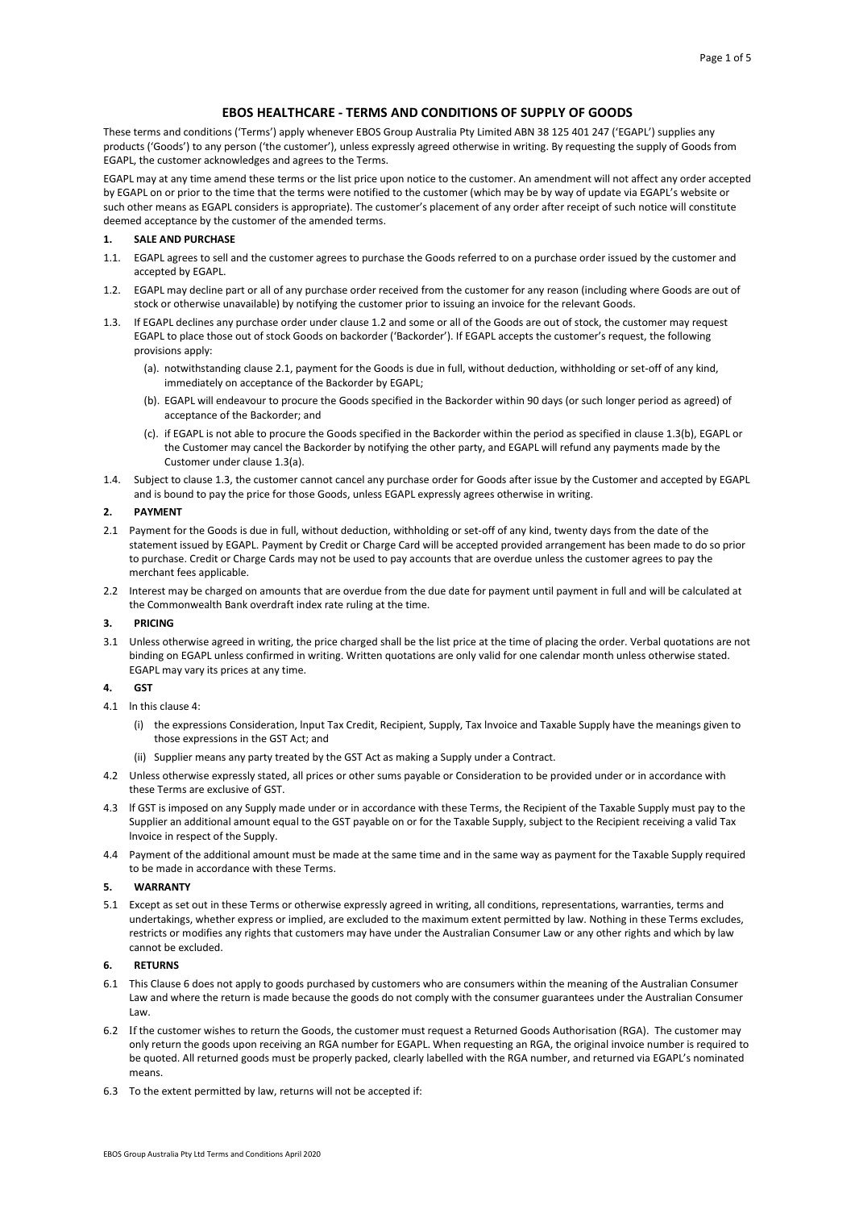# EBOS HEALTHCARE - TERMS AND CONDITIONS OF SUPPLY OF GOODS

These terms and conditions ('Terms') apply whenever EBOS Group Australia Pty Limited ABN 38 125 401 247 ('EGAPL') supplies any products ('Goods') to any person ('the customer'), unless expressly agreed otherwise in writing. By requesting the supply of Goods from EGAPL, the customer acknowledges and agrees to the Terms.

EGAPL may at any time amend these terms or the list price upon notice to the customer. An amendment will not affect any order accepted by EGAPL on or prior to the time that the terms were notified to the customer (which may be by way of update via EGAPL's website or such other means as EGAPL considers is appropriate). The customer's placement of any order after receipt of such notice will constitute deemed acceptance by the customer of the amended terms.

## 1. SALE AND PURCHASE

1.1. EGAPL agrees to sell and the customer agrees to purchase the Goods referred to on a purchase order issued by the customer and accepted by EGAPL.

1.2. EGAPL may decline part or all of any purchase order received from the customer for any reason (including where Goods are out of stock or otherwise unavailable) by notifying the customer prior to issuing an invoice for the relevant Goods.

1.3. If EGAPL declines any purchase order under clause 1.2 and some or all of the Goods are out of stock, the customer may request EGAPL to place those out of stock Goods on backorder ('Backorder'). If EGAPL accepts the customer's request, the following provisions apply:

   (a). notwithstanding clause 2.1, payment for the Goods is due in full, without deduction, withholding or set-off of any kind, immediately on acceptance of the Backorder by EGAPL;

   (b). EGAPL will endeavour to procure the Goods specified in the Backorder within 90 days (or such longer period as agreed) of acceptance of the Backorder; and

   (c). if EGAPL is not able to procure the Goods specified in the Backorder within the period as specified in clause 1.3(b), EGAPL or the Customer may cancel the Backorder by notifying the other party, and EGAPL will refund any payments made by the Customer under clause 1.3(a).

1.4. Subject to clause 1.3, the customer cannot cancel any purchase order for Goods after issue by the Customer and accepted by EGAPL and is bound to pay the price for those Goods, unless EGAPL expressly agrees otherwise in writing.

## 2. PAYMENT

2.1 Payment for the Goods is due in full, without deduction, withholding or set-off of any kind, twenty days from the date of the statement issued by EGAPL. Payment by Credit or Charge Card will be accepted provided arrangement has been made to do so prior to purchase. Credit or Charge Cards may not be used to pay accounts that are overdue unless the customer agrees to pay the merchant fees applicable.

2.2 Interest may be charged on amounts that are overdue from the due date for payment until payment in full and will be calculated at the Commonwealth Bank overdraft index rate ruling at the time.

## 3. PRICING

3.1 Unless otherwise agreed in writing, the price charged shall be the list price at the time of placing the order. Verbal quotations are not binding on EGAPL unless confirmed in writing. Written quotations are only valid for one calendar month unless otherwise stated. EGAPL may vary its prices at any time.

## 4. GST

4.1 In this clause 4:

   (i) the expressions Consideration, Input Tax Credit, Recipient, Supply, Tax Invoice and Taxable Supply have the meanings given to those expressions in the GST Act; and

   (ii) Supplier means any party treated by the GST Act as making a Supply under a Contract.

4.2 Unless otherwise expressly stated, all prices or other sums payable or Consideration to be provided under or in accordance with these Terms are exclusive of GST.

4.3 If GST is imposed on any Supply made under or in accordance with these Terms, the Recipient of the Taxable Supply must pay to the Supplier an additional amount equal to the GST payable on or for the Taxable Supply, subject to the Recipient receiving a valid Tax Invoice in respect of the Supply.

4.4 Payment of the additional amount must be made at the same time and in the same way as payment for the Taxable Supply required to be made in accordance with these Terms.

## 5. WARRANTY

5.1 Except as set out in these Terms or otherwise expressly agreed in writing, all conditions, representations, warranties, terms and undertakings, whether express or implied, are excluded to the maximum extent permitted by law. Nothing in these Terms excludes, restricts or modifies any rights that customers may have under the Australian Consumer Law or any other rights and which by law cannot be excluded.

## 6. RETURNS

6.1 This Clause 6 does not apply to goods purchased by customers who are consumers within the meaning of the Australian Consumer Law and where the return is made because the goods do not comply with the consumer guarantees under the Australian Consumer Law.

6.2 If the customer wishes to return the Goods, the customer must request a Returned Goods Authorisation (RGA). The customer may only return the goods upon receiving an RGA number for EGAPL. When requesting an RGA, the original invoice number is required to be quoted. All returned goods must be properly packed, clearly labelled with the RGA number, and returned via EGAPL's nominated means.

6.3 To the extent permitted by law, returns will not be accepted if:

EBOS Group Australia Pty Ltd Terms and Conditions April 2020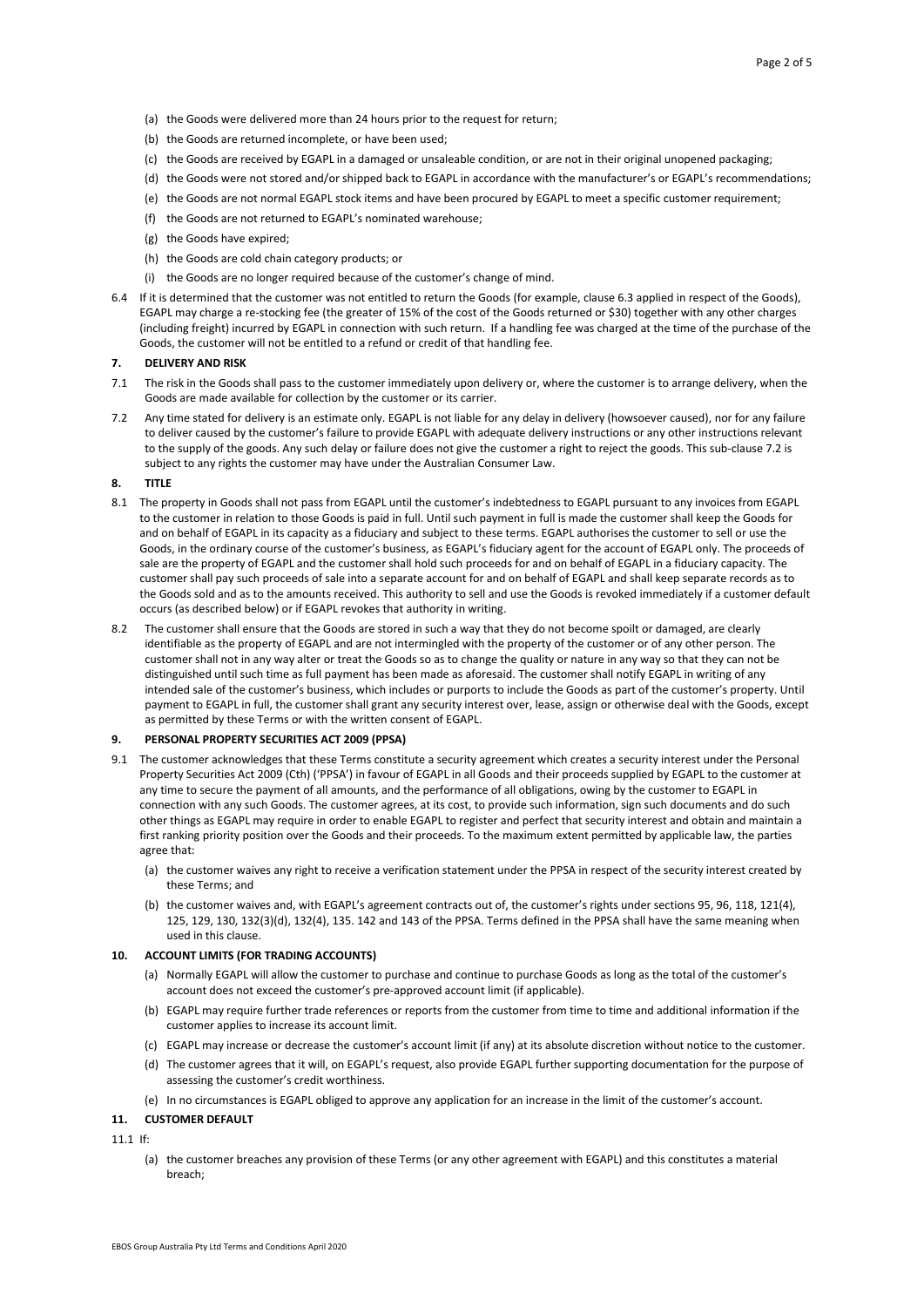(a) the Goods were delivered more than 24 hours prior to the request for return;

(b) the Goods are returned incomplete, or have been used;

(c) the Goods are received by EGAPL in a damaged or unsaleable condition, or are not in their original unopened packaging;

(d) the Goods were not stored and/or shipped back to EGAPL in accordance with the manufacturer's or EGAPL's recommendations;

(e) the Goods are not normal EGAPL stock items and have been procured by EGAPL to meet a specific customer requirement;

(f) the Goods are not returned to EGAPL's nominated warehouse;

(g) the Goods have expired;

(h) the Goods are cold chain category products; or

(i) the Goods are no longer required because of the customer's change of mind.

6.4 If it is determined that the customer was not entitled to return the Goods (for example, clause 6.3 applied in respect of the Goods), EGAPL may charge a re-stocking fee (the greater of 15% of the cost of the Goods returned or $30) together with any other charges (including freight) incurred by EGAPL in connection with such return. If a handling fee was charged at the time of the purchase of the Goods, the customer will not be entitled to a refund or credit of that handling fee.

**7. DELIVERY AND RISK**

7.1 The risk in the Goods shall pass to the customer immediately upon delivery or, where the customer is to arrange delivery, when the Goods are made available for collection by the customer or its carrier.

7.2 Any time stated for delivery is an estimate only. EGAPL is not liable for any delay in delivery (howsoever caused), nor for any failure to deliver caused by the customer's failure to provide EGAPL with adequate delivery instructions or any other instructions relevant to the supply of the goods. Any such delay or failure does not give the customer a right to reject the goods. This sub-clause 7.2 is subject to any rights the customer may have under the Australian Consumer Law.

**8. TITLE**

8.1 The property in Goods shall not pass from EGAPL until the customer's indebtedness to EGAPL pursuant to any invoices from EGAPL to the customer in relation to those Goods is paid in full. Until such payment in full is made the customer shall keep the Goods for and on behalf of EGAPL in its capacity as a fiduciary and subject to these terms. EGAPL authorises the customer to sell or use the Goods, in the ordinary course of the customer's business, as EGAPL's fiduciary agent for the account of EGAPL only. The proceeds of sale are the property of EGAPL and the customer shall hold such proceeds for and on behalf of EGAPL in a fiduciary capacity. The customer shall pay such proceeds of sale into a separate account for and on behalf of EGAPL and shall keep separate records as to the Goods sold and as to the amounts received. This authority to sell and use the Goods is revoked immediately if a customer default occurs (as described below) or if EGAPL revokes that authority in writing.

8.2 The customer shall ensure that the Goods are stored in such a way that they do not become spoilt or damaged, are clearly identifiable as the property of EGAPL and are not intermingled with the property of the customer or of any other person. The customer shall not in any way alter or treat the Goods so as to change the quality or nature in any way so that they can not be distinguished until such time as full payment has been made as aforesaid. The customer shall notify EGAPL in writing of any intended sale of the customer's business, which includes or purports to include the Goods as part of the customer's property. Until payment to EGAPL in full, the customer shall grant any security interest over, lease, assign or otherwise deal with the Goods, except as permitted by these Terms or with the written consent of EGAPL.

**9. PERSONAL PROPERTY SECURITIES ACT 2009 (PPSA)**

9.1 The customer acknowledges that these Terms constitute a security agreement which creates a security interest under the Personal Property Securities Act 2009 (Cth) ('PPSA') in favour of EGAPL in all Goods and their proceeds supplied by EGAPL to the customer at any time to secure the payment of all amounts, and the performance of all obligations, owing by the customer to EGAPL in connection with any such Goods. The customer agrees, at its cost, to provide such information, sign such documents and do such other things as EGAPL may require in order to enable EGAPL to register and perfect that security interest and obtain and maintain a first ranking priority position over the Goods and their proceeds. To the maximum extent permitted by applicable law, the parties agree that:

(a) the customer waives any right to receive a verification statement under the PPSA in respect of the security interest created by these Terms; and

(b) the customer waives and, with EGAPL's agreement contracts out of, the customer's rights under sections 95, 96, 118, 121(4), 125, 129, 130, 132(3)(d), 132(4), 135. 142 and 143 of the PPSA. Terms defined in the PPSA shall have the same meaning when used in this clause.

**10. ACCOUNT LIMITS (FOR TRADING ACCOUNTS)**

(a) Normally EGAPL will allow the customer to purchase and continue to purchase Goods as long as the total of the customer's account does not exceed the customer's pre-approved account limit (if applicable).

(b) EGAPL may require further trade references or reports from the customer from time to time and additional information if the customer applies to increase its account limit.

(c) EGAPL may increase or decrease the customer's account limit (if any) at its absolute discretion without notice to the customer.

(d) The customer agrees that it will, on EGAPL's request, also provide EGAPL further supporting documentation for the purpose of assessing the customer's credit worthiness.

(e) In no circumstances is EGAPL obliged to approve any application for an increase in the limit of the customer's account.

**11. CUSTOMER DEFAULT**

11.1 If:

(a) the customer breaches any provision of these Terms (or any other agreement with EGAPL) and this constitutes a material breach;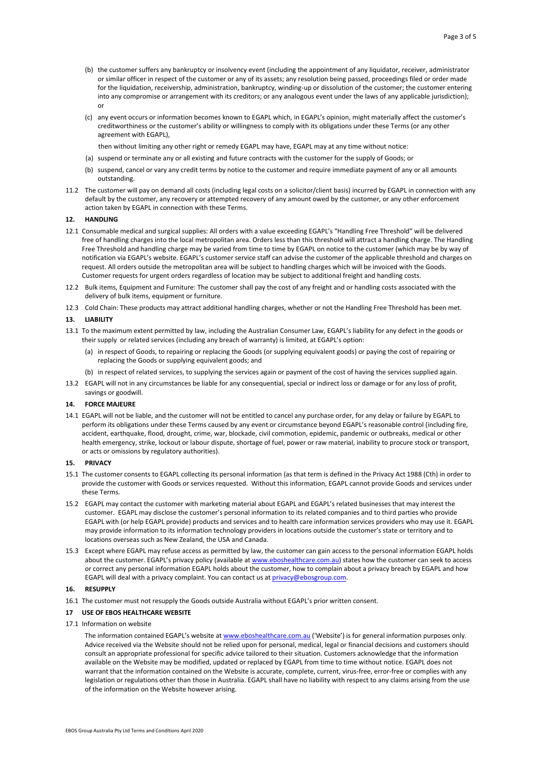(b) the customer suffers any bankruptcy or insolvency event (including the appointment of any liquidator, receiver, administrator or similar officer in respect of the customer or any of its assets; any resolution being passed, proceedings filed or order made for the liquidation, receivership, administration, bankruptcy, winding-up or dissolution of the customer; the customer entering into any compromise or arrangement with its creditors; or any analogous event under the laws of any applicable jurisdiction); or

(c) any event occurs or information becomes known to EGAPL which, in EGAPL's opinion, might materially affect the customer's creditworthiness or the customer's ability or willingness to comply with its obligations under these Terms (or any other agreement with EGAPL),

then without limiting any other right or remedy EGAPL may have, EGAPL may at any time without notice:

(a) suspend or terminate any or all existing and future contracts with the customer for the supply of Goods; or

(b) suspend, cancel or vary any credit terms by notice to the customer and require immediate payment of any or all amounts outstanding.

11.2 The customer will pay on demand all costs (including legal costs on a solicitor/client basis) incurred by EGAPL in connection with any default by the customer, any recovery or attempted recovery of any amount owed by the customer, or any other enforcement action taken by EGAPL in connection with these Terms.

## 12. HANDLING

12.1 Consumable medical and surgical supplies: All orders with a value exceeding EGAPL's "Handling Free Threshold" will be delivered free of handling charges into the local metropolitan area. Orders less than this threshold will attract a handling charge. The Handling Free Threshold and handling charge may be varied from time to time by EGAPL on notice to the customer (which may be by way of notification via EGAPL's website. EGAPL's customer service staff can advise the customer of the applicable threshold and charges on request. All orders outside the metropolitan area will be subject to handling charges which will be invoiced with the Goods. Customer requests for urgent orders regardless of location may be subject to additional freight and handling costs.

12.2 Bulk items, Equipment and Furniture: The customer shall pay the cost of any freight and or handling costs associated with the delivery of bulk items, equipment or furniture.

12.3 Cold Chain: These products may attract additional handling charges, whether or not the Handling Free Threshold has been met.

## 13. LIABILITY

13.1 To the maximum extent permitted by law, including the Australian Consumer Law, EGAPL's liability for any defect in the goods or their supply or related services (including any breach of warranty) is limited, at EGAPL's option:

(a) in respect of Goods, to repairing or replacing the Goods (or supplying equivalent goods) or paying the cost of repairing or replacing the Goods or supplying equivalent goods; and

(b) in respect of related services, to supplying the services again or payment of the cost of having the services supplied again.

13.2 EGAPL will not in any circumstances be liable for any consequential, special or indirect loss or damage or for any loss of profit, savings or goodwill.

## 14. FORCE MAJEURE

14.1 EGAPL will not be liable, and the customer will not be entitled to cancel any purchase order, for any delay or failure by EGAPL to perform its obligations under these Terms caused by any event or circumstance beyond EGAPL's reasonable control (including fire, accident, earthquake, flood, drought, crime, war, blockade, civil commotion, epidemic, pandemic or outbreaks, medical or other health emergency, strike, lockout or labour dispute, shortage of fuel, power or raw material, inability to procure stock or transport, or acts or omissions by regulatory authorities).

## 15. PRIVACY

15.1 The customer consents to EGAPL collecting its personal information (as that term is defined in the Privacy Act 1988 (Cth) in order to provide the customer with Goods or services requested. Without this information, EGAPL cannot provide Goods and services under these Terms.

15.2 EGAPL may contact the customer with marketing material about EGAPL and EGAPL's related businesses that may interest the customer. EGAPL may disclose the customer's personal information to its related companies and to third parties who provide EGAPL with (or help EGAPL provide) products and services and to health care information services providers who may use it. EGAPL may provide information to its information technology providers in locations outside the customer's state or territory and to locations overseas such as New Zealand, the USA and Canada.

15.3 Except where EGAPL may refuse access as permitted by law, the customer can gain access to the personal information EGAPL holds about the customer. EGAPL's privacy policy (available at www.eboshealthcare.com.au) states how the customer can seek to access or correct any personal information EGAPL holds about the customer, how to complain about a privacy breach by EGAPL and how EGAPL will deal with a privacy complaint. You can contact us at privacy@ebosgroup.com.

## 16. RESUPPLY

16.1 The customer must not resupply the Goods outside Australia without EGAPL's prior written consent.

## 17 USE OF EBOS HEALTHCARE WEBSITE

17.1 Information on website

The information contained EGAPL's website at www.eboshealthcare.com.au ('Website') is for general information purposes only. Advice received via the Website should not be relied upon for personal, medical, legal or financial decisions and customers should consult an appropriate professional for specific advice tailored to their situation. Customers acknowledge that the information available on the Website may be modified, updated or replaced by EGAPL from time to time without notice. EGAPL does not warrant that the information contained on the Website is accurate, complete, current, virus-free, error-free or complies with any legislation or regulations other than those in Australia. EGAPL shall have no liability with respect to any claims arising from the use of the information on the Website however arising.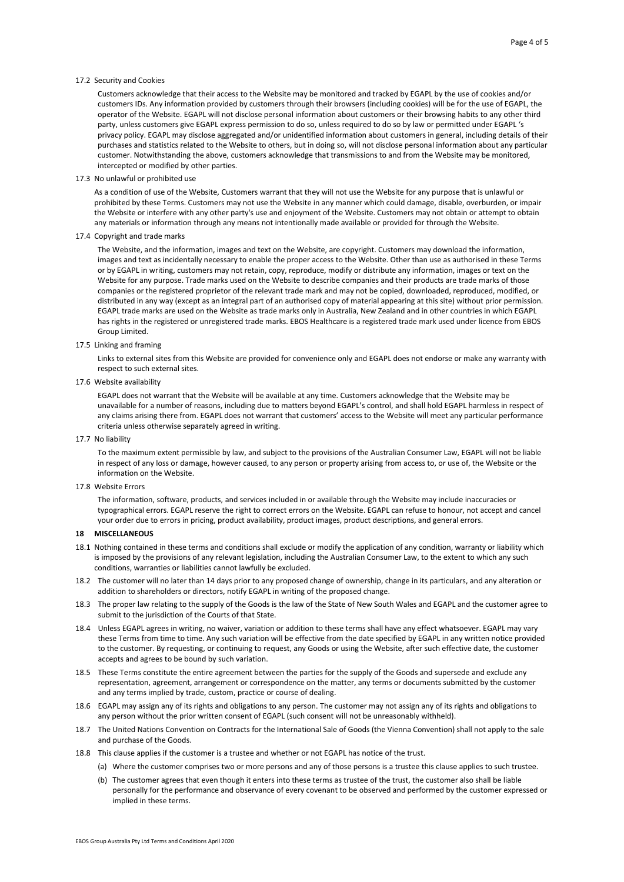17.2 Security and Cookies

Customers acknowledge that their access to the Website may be monitored and tracked by EGAPL by the use of cookies and/or customers IDs. Any information provided by customers through their browsers (including cookies) will be for the use of EGAPL, the operator of the Website. EGAPL will not disclose personal information about customers or their browsing habits to any other third party, unless customers give EGAPL express permission to do so, unless required to do so by law or permitted under EGAPL 's privacy policy. EGAPL may disclose aggregated and/or unidentified information about customers in general, including details of their purchases and statistics related to the Website to others, but in doing so, will not disclose personal information about any particular customer. Notwithstanding the above, customers acknowledge that transmissions to and from the Website may be monitored, intercepted or modified by other parties.

17.3 No unlawful or prohibited use

As a condition of use of the Website, Customers warrant that they will not use the Website for any purpose that is unlawful or prohibited by these Terms. Customers may not use the Website in any manner which could damage, disable, overburden, or impair the Website or interfere with any other party's use and enjoyment of the Website. Customers may not obtain or attempt to obtain any materials or information through any means not intentionally made available or provided for through the Website.

17.4 Copyright and trade marks

The Website, and the information, images and text on the Website, are copyright. Customers may download the information, images and text as incidentally necessary to enable the proper access to the Website. Other than use as authorised in these Terms or by EGAPL in writing, customers may not retain, copy, reproduce, modify or distribute any information, images or text on the Website for any purpose. Trade marks used on the Website to describe companies and their products are trade marks of those companies or the registered proprietor of the relevant trade mark and may not be copied, downloaded, reproduced, modified, or distributed in any way (except as an integral part of an authorised copy of material appearing at this site) without prior permission. EGAPL trade marks are used on the Website as trade marks only in Australia, New Zealand and in other countries in which EGAPL has rights in the registered or unregistered trade marks. EBOS Healthcare is a registered trade mark used under licence from EBOS Group Limited.

17.5 Linking and framing

Links to external sites from this Website are provided for convenience only and EGAPL does not endorse or make any warranty with respect to such external sites.

17.6 Website availability

EGAPL does not warrant that the Website will be available at any time. Customers acknowledge that the Website may be unavailable for a number of reasons, including due to matters beyond EGAPL's control, and shall hold EGAPL harmless in respect of any claims arising there from. EGAPL does not warrant that customers' access to the Website will meet any particular performance criteria unless otherwise separately agreed in writing.

17.7 No liability

To the maximum extent permissible by law, and subject to the provisions of the Australian Consumer Law, EGAPL will not be liable in respect of any loss or damage, however caused, to any person or property arising from access to, or use of, the Website or the information on the Website.

17.8 Website Errors

The information, software, products, and services included in or available through the Website may include inaccuracies or typographical errors. EGAPL reserve the right to correct errors on the Website. EGAPL can refuse to honour, not accept and cancel your order due to errors in pricing, product availability, product images, product descriptions, and general errors.

## 18 MISCELLANEOUS

18.1 Nothing contained in these terms and conditions shall exclude or modify the application of any condition, warranty or liability which is imposed by the provisions of any relevant legislation, including the Australian Consumer Law, to the extent to which any such conditions, warranties or liabilities cannot lawfully be excluded.

18.2 The customer will no later than 14 days prior to any proposed change of ownership, change in its particulars, and any alteration or addition to shareholders or directors, notify EGAPL in writing of the proposed change.

18.3 The proper law relating to the supply of the Goods is the law of the State of New South Wales and EGAPL and the customer agree to submit to the jurisdiction of the Courts of that State.

18.4 Unless EGAPL agrees in writing, no waiver, variation or addition to these terms shall have any effect whatsoever. EGAPL may vary these Terms from time to time. Any such variation will be effective from the date specified by EGAPL in any written notice provided to the customer. By requesting, or continuing to request, any Goods or using the Website, after such effective date, the customer accepts and agrees to be bound by such variation.

18.5 These Terms constitute the entire agreement between the parties for the supply of the Goods and supersede and exclude any representation, agreement, arrangement or correspondence on the matter, any terms or documents submitted by the customer and any terms implied by trade, custom, practice or course of dealing.

18.6 EGAPL may assign any of its rights and obligations to any person. The customer may not assign any of its rights and obligations to any person without the prior written consent of EGAPL (such consent will not be unreasonably withheld).

18.7 The United Nations Convention on Contracts for the International Sale of Goods (the Vienna Convention) shall not apply to the sale and purchase of the Goods.

18.8 This clause applies if the customer is a trustee and whether or not EGAPL has notice of the trust.

(a) Where the customer comprises two or more persons and any of those persons is a trustee this clause applies to such trustee.

(b) The customer agrees that even though it enters into these terms as trustee of the trust, the customer also shall be liable personally for the performance and observance of every covenant to be observed and performed by the customer expressed or implied in these terms.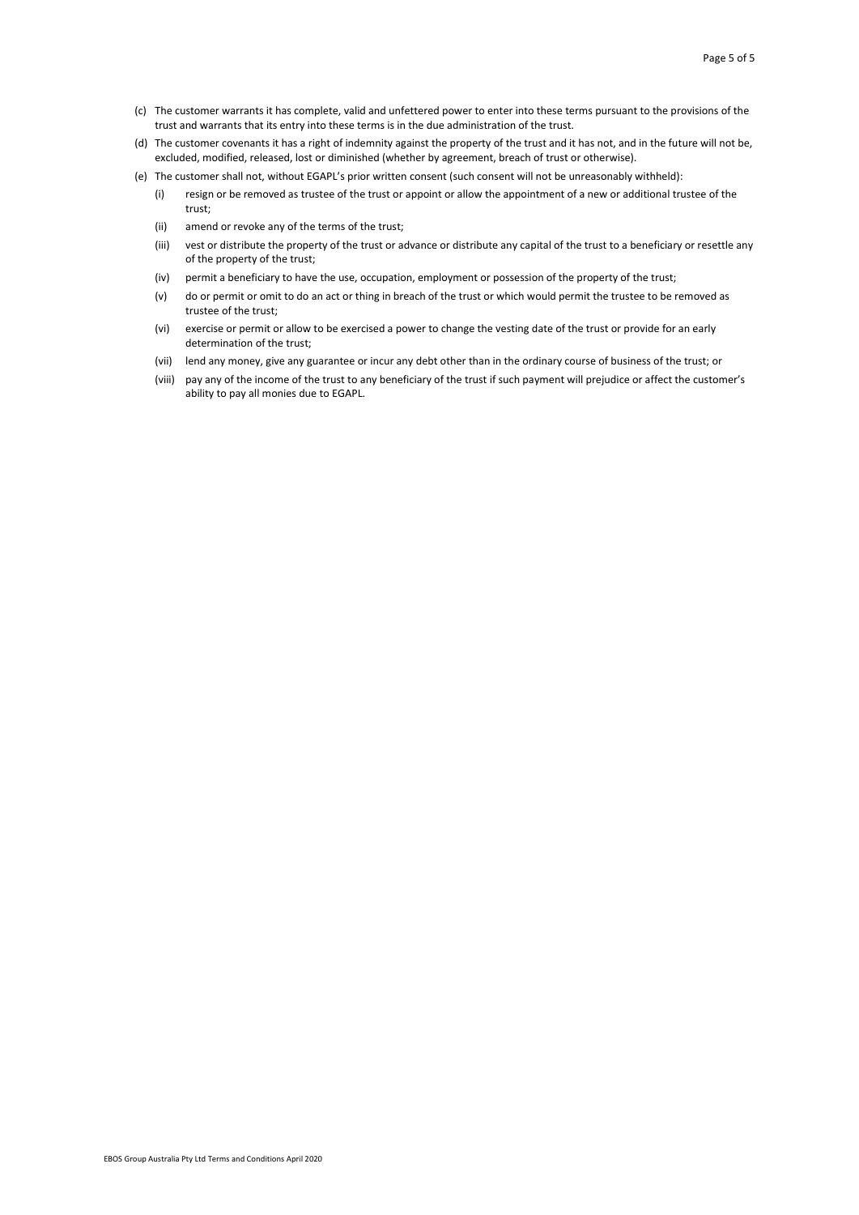(c) The customer warrants it has complete, valid and unfettered power to enter into these terms pursuant to the provisions of the trust and warrants that its entry into these terms is in the due administration of the trust.

(d) The customer covenants it has a right of indemnity against the property of the trust and it has not, and in the future will not be, excluded, modified, released, lost or diminished (whether by agreement, breach of trust or otherwise).

(e) The customer shall not, without EGAPL's prior written consent (such consent will not be unreasonably withheld):

   (i) resign or be removed as trustee of the trust or appoint or allow the appointment of a new or additional trustee of the trust;

   (ii) amend or revoke any of the terms of the trust;

   (iii) vest or distribute the property of the trust or advance or distribute any capital of the trust to a beneficiary or resettle any of the property of the trust;

   (iv) permit a beneficiary to have the use, occupation, employment or possession of the property of the trust;

   (v) do or permit or omit to do an act or thing in breach of the trust or which would permit the trustee to be removed as trustee of the trust;

   (vi) exercise or permit or allow to be exercised a power to change the vesting date of the trust or provide for an early determination of the trust;

   (vii) lend any money, give any guarantee or incur any debt other than in the ordinary course of business of the trust; or

   (viii) pay any of the income of the trust to any beneficiary of the trust if such payment will prejudice or affect the customer's ability to pay all monies due to EGAPL.